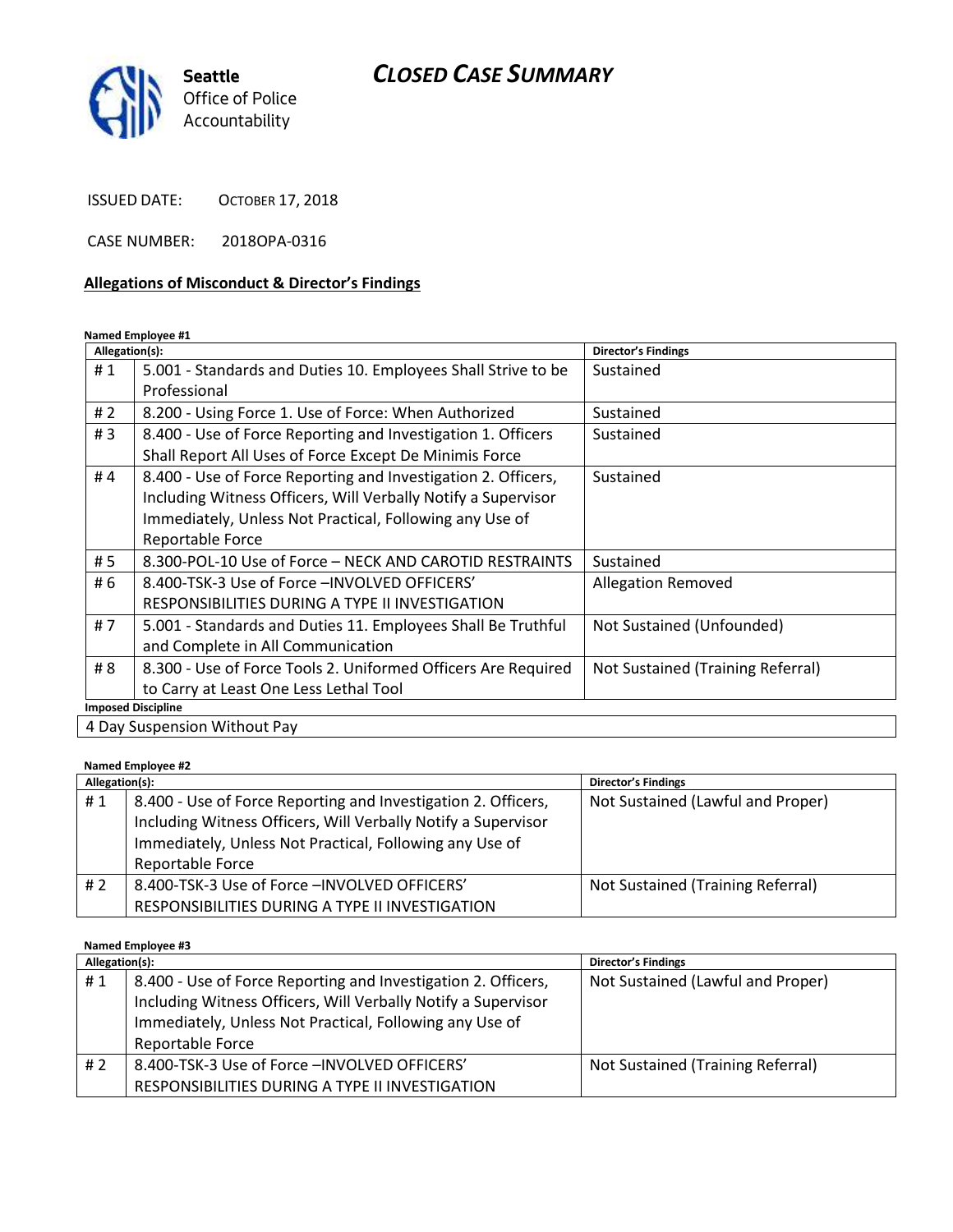Seattle Office of Police Accountability

# CLOSED CASE SUMMARY

ISSUED DATE: OCTOBER 17, 2018

CASE NUMBER: 2018OPA-0316

## Allegations of Misconduct & Director's Findings

**Named Employee #1**

| Allegation(s): | | Director's Findings |
|---|---|---|
| # 1 | 5.001 - Standards and Duties 10. Employees Shall Strive to be Professional | Sustained |
| # 2 | 8.200 - Using Force 1. Use of Force: When Authorized | Sustained |
| # 3 | 8.400 - Use of Force Reporting and Investigation 1. Officers Shall Report All Uses of Force Except De Minimis Force | Sustained |
| # 4 | 8.400 - Use of Force Reporting and Investigation 2. Officers, Including Witness Officers, Will Verbally Notify a Supervisor Immediately, Unless Not Practical, Following any Use of Reportable Force | Sustained |
| # 5 | 8.300-POL-10 Use of Force – NECK AND CAROTID RESTRAINTS | Sustained |
| # 6 | 8.400-TSK-3 Use of Force –INVOLVED OFFICERS' RESPONSIBILITIES DURING A TYPE II INVESTIGATION | Allegation Removed |
| # 7 | 5.001 - Standards and Duties 11. Employees Shall Be Truthful and Complete in All Communication | Not Sustained (Unfounded) |
| # 8 | 8.300 - Use of Force Tools 2. Uniformed Officers Are Required to Carry at Least One Less Lethal Tool | Not Sustained (Training Referral) |

**Imposed Discipline**

4 Day Suspension Without Pay

**Named Employee #2**

| Allegation(s): | | Director's Findings |
|---|---|---|
| # 1 | 8.400 - Use of Force Reporting and Investigation 2. Officers, Including Witness Officers, Will Verbally Notify a Supervisor Immediately, Unless Not Practical, Following any Use of Reportable Force | Not Sustained (Lawful and Proper) |
| # 2 | 8.400-TSK-3 Use of Force –INVOLVED OFFICERS' RESPONSIBILITIES DURING A TYPE II INVESTIGATION | Not Sustained (Training Referral) |

**Named Employee #3**

| Allegation(s): | | Director's Findings |
|---|---|---|
| # 1 | 8.400 - Use of Force Reporting and Investigation 2. Officers, Including Witness Officers, Will Verbally Notify a Supervisor Immediately, Unless Not Practical, Following any Use of Reportable Force | Not Sustained (Lawful and Proper) |
| # 2 | 8.400-TSK-3 Use of Force –INVOLVED OFFICERS' RESPONSIBILITIES DURING A TYPE II INVESTIGATION | Not Sustained (Training Referral) |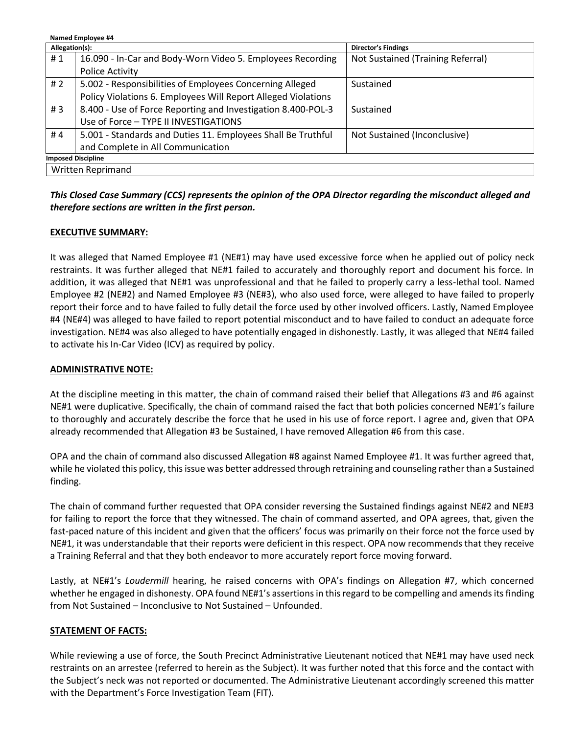**Named Employee #4**

| Allegation(s): | | Director's Findings |
|---|---|---|
| # 1 | 16.090 - In-Car and Body-Worn Video 5. Employees Recording Police Activity | Not Sustained (Training Referral) |
| # 2 | 5.002 - Responsibilities of Employees Concerning Alleged Policy Violations 6. Employees Will Report Alleged Violations | Sustained |
| # 3 | 8.400 - Use of Force Reporting and Investigation 8.400-POL-3 Use of Force – TYPE II INVESTIGATIONS | Sustained |
| # 4 | 5.001 - Standards and Duties 11. Employees Shall Be Truthful and Complete in All Communication | Not Sustained (Inconclusive) |
| **Imposed Discipline** | | |
| Written Reprimand | | |

***This Closed Case Summary (CCS) represents the opinion of the OPA Director regarding the misconduct alleged and therefore sections are written in the first person.***

**EXECUTIVE SUMMARY:**

It was alleged that Named Employee #1 (NE#1) may have used excessive force when he applied out of policy neck restraints. It was further alleged that NE#1 failed to accurately and thoroughly report and document his force. In addition, it was alleged that NE#1 was unprofessional and that he failed to properly carry a less-lethal tool. Named Employee #2 (NE#2) and Named Employee #3 (NE#3), who also used force, were alleged to have failed to properly report their force and to have failed to fully detail the force used by other involved officers. Lastly, Named Employee #4 (NE#4) was alleged to have failed to report potential misconduct and to have failed to conduct an adequate force investigation. NE#4 was also alleged to have potentially engaged in dishonestly. Lastly, it was alleged that NE#4 failed to activate his In-Car Video (ICV) as required by policy.

**ADMINISTRATIVE NOTE:**

At the discipline meeting in this matter, the chain of command raised their belief that Allegations #3 and #6 against NE#1 were duplicative. Specifically, the chain of command raised the fact that both policies concerned NE#1's failure to thoroughly and accurately describe the force that he used in his use of force report. I agree and, given that OPA already recommended that Allegation #3 be Sustained, I have removed Allegation #6 from this case.

OPA and the chain of command also discussed Allegation #8 against Named Employee #1. It was further agreed that, while he violated this policy, this issue was better addressed through retraining and counseling rather than a Sustained finding.

The chain of command further requested that OPA consider reversing the Sustained findings against NE#2 and NE#3 for failing to report the force that they witnessed. The chain of command asserted, and OPA agrees, that, given the fast-paced nature of this incident and given that the officers' focus was primarily on their force not the force used by NE#1, it was understandable that their reports were deficient in this respect. OPA now recommends that they receive a Training Referral and that they both endeavor to more accurately report force moving forward.

Lastly, at NE#1's *Loudermill* hearing, he raised concerns with OPA's findings on Allegation #7, which concerned whether he engaged in dishonesty. OPA found NE#1's assertions in this regard to be compelling and amends its finding from Not Sustained – Inconclusive to Not Sustained – Unfounded.

**STATEMENT OF FACTS:**

While reviewing a use of force, the South Precinct Administrative Lieutenant noticed that NE#1 may have used neck restraints on an arrestee (referred to herein as the Subject). It was further noted that this force and the contact with the Subject's neck was not reported or documented. The Administrative Lieutenant accordingly screened this matter with the Department's Force Investigation Team (FIT).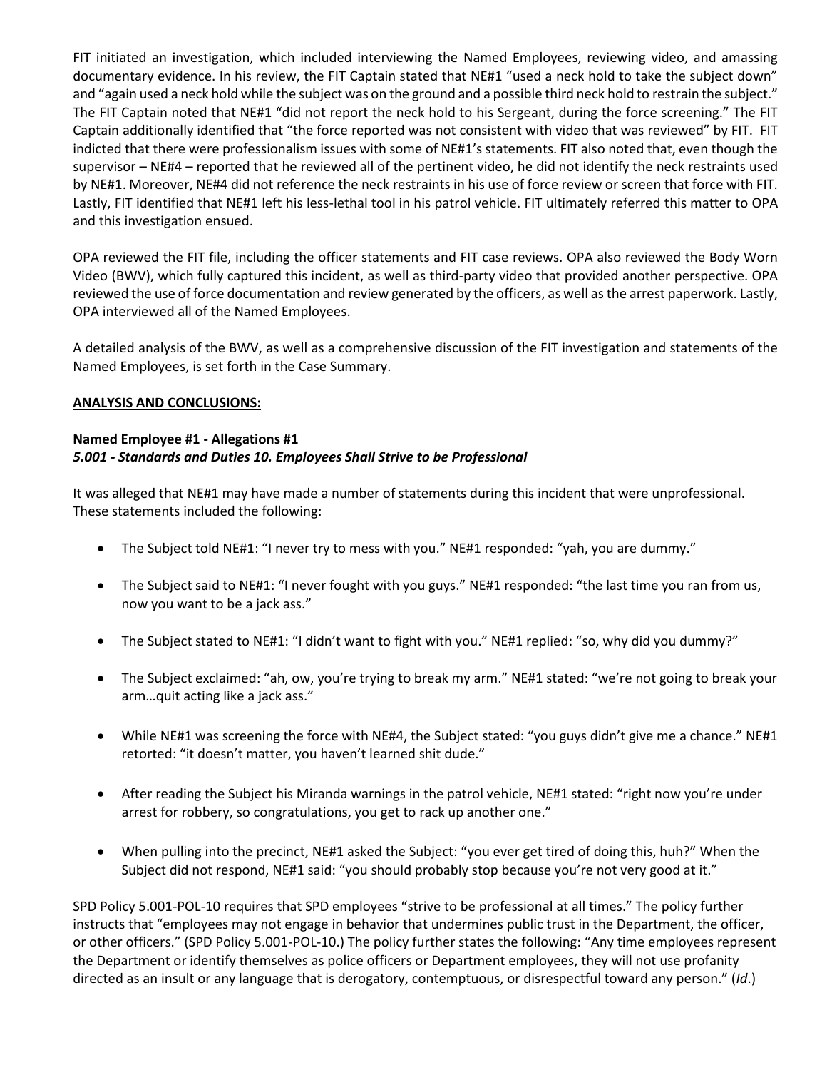FIT initiated an investigation, which included interviewing the Named Employees, reviewing video, and amassing documentary evidence. In his review, the FIT Captain stated that NE#1 "used a neck hold to take the subject down" and "again used a neck hold while the subject was on the ground and a possible third neck hold to restrain the subject." The FIT Captain noted that NE#1 "did not report the neck hold to his Sergeant, during the force screening." The FIT Captain additionally identified that "the force reported was not consistent with video that was reviewed" by FIT. FIT indicted that there were professionalism issues with some of NE#1's statements. FIT also noted that, even though the supervisor – NE#4 – reported that he reviewed all of the pertinent video, he did not identify the neck restraints used by NE#1. Moreover, NE#4 did not reference the neck restraints in his use of force review or screen that force with FIT. Lastly, FIT identified that NE#1 left his less-lethal tool in his patrol vehicle. FIT ultimately referred this matter to OPA and this investigation ensued.

OPA reviewed the FIT file, including the officer statements and FIT case reviews. OPA also reviewed the Body Worn Video (BWV), which fully captured this incident, as well as third-party video that provided another perspective. OPA reviewed the use of force documentation and review generated by the officers, as well as the arrest paperwork. Lastly, OPA interviewed all of the Named Employees.

A detailed analysis of the BWV, as well as a comprehensive discussion of the FIT investigation and statements of the Named Employees, is set forth in the Case Summary.

## ANALYSIS AND CONCLUSIONS:

**Named Employee #1 - Allegations #1**
***5.001 - Standards and Duties 10. Employees Shall Strive to be Professional***

It was alleged that NE#1 may have made a number of statements during this incident that were unprofessional. These statements included the following:

- The Subject told NE#1: "I never try to mess with you." NE#1 responded: "yah, you are dummy."
- The Subject said to NE#1: "I never fought with you guys." NE#1 responded: "the last time you ran from us, now you want to be a jack ass."
- The Subject stated to NE#1: "I didn't want to fight with you." NE#1 replied: "so, why did you dummy?"
- The Subject exclaimed: "ah, ow, you're trying to break my arm." NE#1 stated: "we're not going to break your arm…quit acting like a jack ass."
- While NE#1 was screening the force with NE#4, the Subject stated: "you guys didn't give me a chance." NE#1 retorted: "it doesn't matter, you haven't learned shit dude."
- After reading the Subject his Miranda warnings in the patrol vehicle, NE#1 stated: "right now you're under arrest for robbery, so congratulations, you get to rack up another one."
- When pulling into the precinct, NE#1 asked the Subject: "you ever get tired of doing this, huh?" When the Subject did not respond, NE#1 said: "you should probably stop because you're not very good at it."

SPD Policy 5.001-POL-10 requires that SPD employees "strive to be professional at all times." The policy further instructs that "employees may not engage in behavior that undermines public trust in the Department, the officer, or other officers." (SPD Policy 5.001-POL-10.) The policy further states the following: "Any time employees represent the Department or identify themselves as police officers or Department employees, they will not use profanity directed as an insult or any language that is derogatory, contemptuous, or disrespectful toward any person." (*Id*.)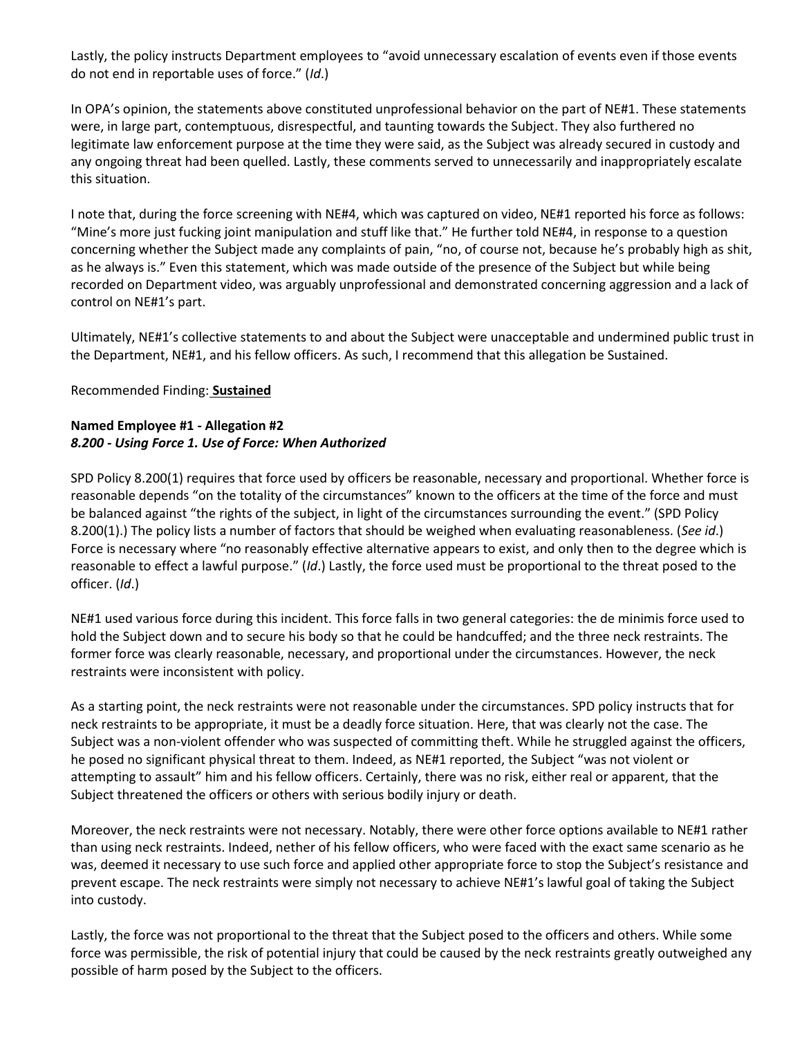Lastly, the policy instructs Department employees to "avoid unnecessary escalation of events even if those events do not end in reportable uses of force." (*Id*.)

In OPA's opinion, the statements above constituted unprofessional behavior on the part of NE#1. These statements were, in large part, contemptuous, disrespectful, and taunting towards the Subject. They also furthered no legitimate law enforcement purpose at the time they were said, as the Subject was already secured in custody and any ongoing threat had been quelled. Lastly, these comments served to unnecessarily and inappropriately escalate this situation.

I note that, during the force screening with NE#4, which was captured on video, NE#1 reported his force as follows: "Mine's more just fucking joint manipulation and stuff like that." He further told NE#4, in response to a question concerning whether the Subject made any complaints of pain, "no, of course not, because he's probably high as shit, as he always is." Even this statement, which was made outside of the presence of the Subject but while being recorded on Department video, was arguably unprofessional and demonstrated concerning aggression and a lack of control on NE#1's part.

Ultimately, NE#1's collective statements to and about the Subject were unacceptable and undermined public trust in the Department, NE#1, and his fellow officers. As such, I recommend that this allegation be Sustained.

Recommended Finding: **Sustained**

**Named Employee #1 - Allegation #2**
***8.200 - Using Force 1. Use of Force: When Authorized***

SPD Policy 8.200(1) requires that force used by officers be reasonable, necessary and proportional. Whether force is reasonable depends "on the totality of the circumstances" known to the officers at the time of the force and must be balanced against "the rights of the subject, in light of the circumstances surrounding the event." (SPD Policy 8.200(1).) The policy lists a number of factors that should be weighed when evaluating reasonableness. (*See id*.) Force is necessary where "no reasonably effective alternative appears to exist, and only then to the degree which is reasonable to effect a lawful purpose." (*Id*.) Lastly, the force used must be proportional to the threat posed to the officer. (*Id*.)

NE#1 used various force during this incident. This force falls in two general categories: the de minimis force used to hold the Subject down and to secure his body so that he could be handcuffed; and the three neck restraints. The former force was clearly reasonable, necessary, and proportional under the circumstances. However, the neck restraints were inconsistent with policy.

As a starting point, the neck restraints were not reasonable under the circumstances. SPD policy instructs that for neck restraints to be appropriate, it must be a deadly force situation. Here, that was clearly not the case. The Subject was a non-violent offender who was suspected of committing theft. While he struggled against the officers, he posed no significant physical threat to them. Indeed, as NE#1 reported, the Subject "was not violent or attempting to assault" him and his fellow officers. Certainly, there was no risk, either real or apparent, that the Subject threatened the officers or others with serious bodily injury or death.

Moreover, the neck restraints were not necessary. Notably, there were other force options available to NE#1 rather than using neck restraints. Indeed, nether of his fellow officers, who were faced with the exact same scenario as he was, deemed it necessary to use such force and applied other appropriate force to stop the Subject's resistance and prevent escape. The neck restraints were simply not necessary to achieve NE#1's lawful goal of taking the Subject into custody.

Lastly, the force was not proportional to the threat that the Subject posed to the officers and others. While some force was permissible, the risk of potential injury that could be caused by the neck restraints greatly outweighed any possible of harm posed by the Subject to the officers.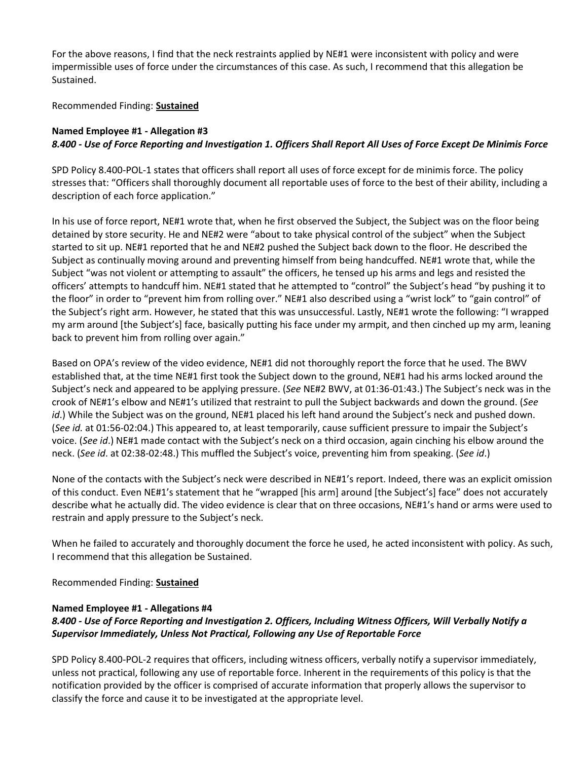For the above reasons, I find that the neck restraints applied by NE#1 were inconsistent with policy and were impermissible uses of force under the circumstances of this case. As such, I recommend that this allegation be Sustained.

Recommended Finding: **Sustained**

**Named Employee #1 - Allegation #3**
***8.400 - Use of Force Reporting and Investigation 1. Officers Shall Report All Uses of Force Except De Minimis Force***

SPD Policy 8.400-POL-1 states that officers shall report all uses of force except for de minimis force. The policy stresses that: "Officers shall thoroughly document all reportable uses of force to the best of their ability, including a description of each force application."

In his use of force report, NE#1 wrote that, when he first observed the Subject, the Subject was on the floor being detained by store security. He and NE#2 were "about to take physical control of the subject" when the Subject started to sit up. NE#1 reported that he and NE#2 pushed the Subject back down to the floor. He described the Subject as continually moving around and preventing himself from being handcuffed. NE#1 wrote that, while the Subject "was not violent or attempting to assault" the officers, he tensed up his arms and legs and resisted the officers' attempts to handcuff him. NE#1 stated that he attempted to "control" the Subject's head "by pushing it to the floor" in order to "prevent him from rolling over." NE#1 also described using a "wrist lock" to "gain control" of the Subject's right arm. However, he stated that this was unsuccessful. Lastly, NE#1 wrote the following: "I wrapped my arm around [the Subject's] face, basically putting his face under my armpit, and then cinched up my arm, leaning back to prevent him from rolling over again."

Based on OPA's review of the video evidence, NE#1 did not thoroughly report the force that he used. The BWV established that, at the time NE#1 first took the Subject down to the ground, NE#1 had his arms locked around the Subject's neck and appeared to be applying pressure. (*See* NE#2 BWV, at 01:36-01:43.) The Subject's neck was in the crook of NE#1's elbow and NE#1's utilized that restraint to pull the Subject backwards and down the ground. (*See id*.) While the Subject was on the ground, NE#1 placed his left hand around the Subject's neck and pushed down. (*See id.* at 01:56-02:04.) This appeared to, at least temporarily, cause sufficient pressure to impair the Subject's voice. (*See id*.) NE#1 made contact with the Subject's neck on a third occasion, again cinching his elbow around the neck. (*See id*. at 02:38-02:48.) This muffled the Subject's voice, preventing him from speaking. (*See id*.)

None of the contacts with the Subject's neck were described in NE#1's report. Indeed, there was an explicit omission of this conduct. Even NE#1's statement that he "wrapped [his arm] around [the Subject's] face" does not accurately describe what he actually did. The video evidence is clear that on three occasions, NE#1's hand or arms were used to restrain and apply pressure to the Subject's neck.

When he failed to accurately and thoroughly document the force he used, he acted inconsistent with policy. As such, I recommend that this allegation be Sustained.

Recommended Finding: **Sustained**

**Named Employee #1 - Allegations #4**
***8.400 - Use of Force Reporting and Investigation 2. Officers, Including Witness Officers, Will Verbally Notify a Supervisor Immediately, Unless Not Practical, Following any Use of Reportable Force***

SPD Policy 8.400-POL-2 requires that officers, including witness officers, verbally notify a supervisor immediately, unless not practical, following any use of reportable force. Inherent in the requirements of this policy is that the notification provided by the officer is comprised of accurate information that properly allows the supervisor to classify the force and cause it to be investigated at the appropriate level.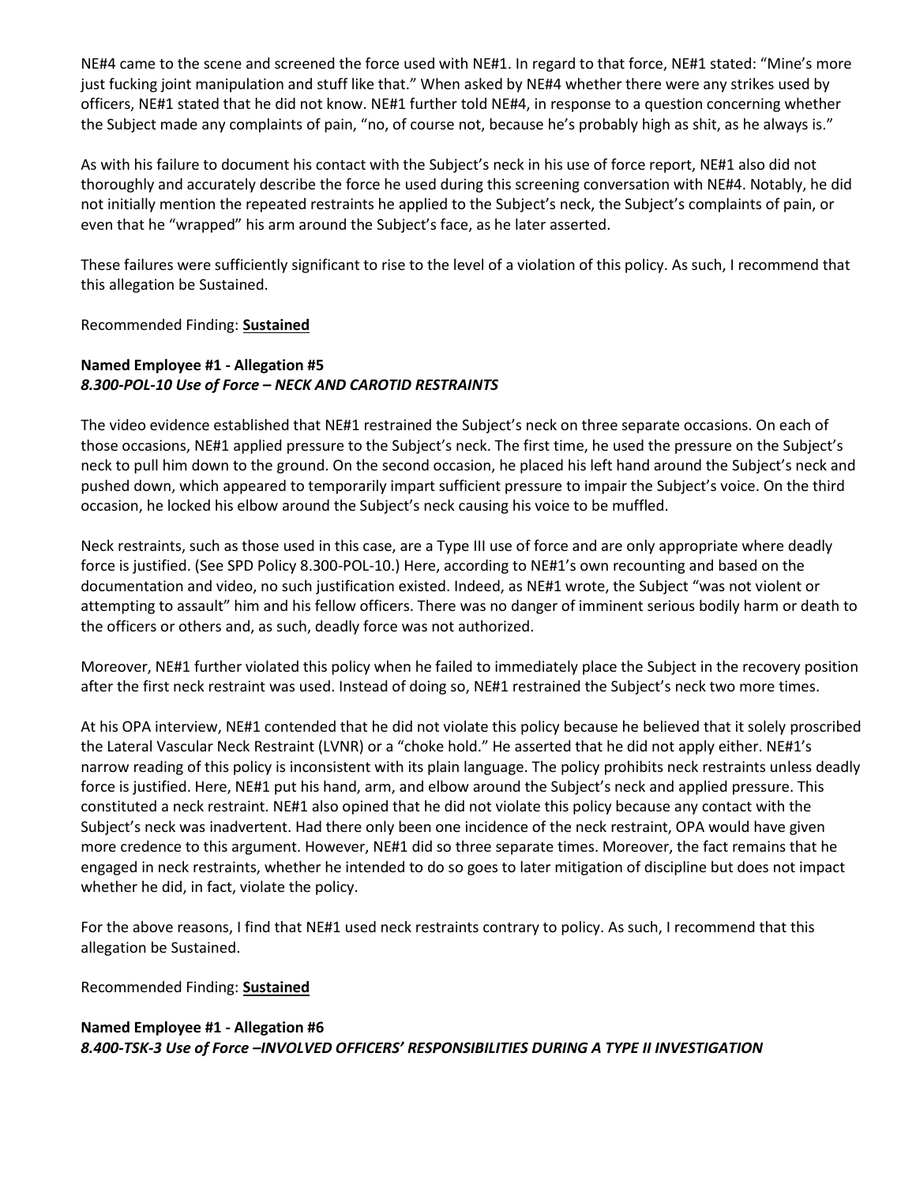NE#4 came to the scene and screened the force used with NE#1. In regard to that force, NE#1 stated: "Mine's more just fucking joint manipulation and stuff like that." When asked by NE#4 whether there were any strikes used by officers, NE#1 stated that he did not know. NE#1 further told NE#4, in response to a question concerning whether the Subject made any complaints of pain, "no, of course not, because he's probably high as shit, as he always is."

As with his failure to document his contact with the Subject's neck in his use of force report, NE#1 also did not thoroughly and accurately describe the force he used during this screening conversation with NE#4. Notably, he did not initially mention the repeated restraints he applied to the Subject's neck, the Subject's complaints of pain, or even that he "wrapped" his arm around the Subject's face, as he later asserted.

These failures were sufficiently significant to rise to the level of a violation of this policy. As such, I recommend that this allegation be Sustained.

Recommended Finding: **Sustained**

**Named Employee #1 - Allegation #5**
***8.300-POL-10 Use of Force – NECK AND CAROTID RESTRAINTS***

The video evidence established that NE#1 restrained the Subject's neck on three separate occasions. On each of those occasions, NE#1 applied pressure to the Subject's neck. The first time, he used the pressure on the Subject's neck to pull him down to the ground. On the second occasion, he placed his left hand around the Subject's neck and pushed down, which appeared to temporarily impart sufficient pressure to impair the Subject's voice. On the third occasion, he locked his elbow around the Subject's neck causing his voice to be muffled.

Neck restraints, such as those used in this case, are a Type III use of force and are only appropriate where deadly force is justified. (See SPD Policy 8.300-POL-10.) Here, according to NE#1's own recounting and based on the documentation and video, no such justification existed. Indeed, as NE#1 wrote, the Subject "was not violent or attempting to assault" him and his fellow officers. There was no danger of imminent serious bodily harm or death to the officers or others and, as such, deadly force was not authorized.

Moreover, NE#1 further violated this policy when he failed to immediately place the Subject in the recovery position after the first neck restraint was used. Instead of doing so, NE#1 restrained the Subject's neck two more times.

At his OPA interview, NE#1 contended that he did not violate this policy because he believed that it solely proscribed the Lateral Vascular Neck Restraint (LVNR) or a "choke hold." He asserted that he did not apply either. NE#1's narrow reading of this policy is inconsistent with its plain language. The policy prohibits neck restraints unless deadly force is justified. Here, NE#1 put his hand, arm, and elbow around the Subject's neck and applied pressure. This constituted a neck restraint. NE#1 also opined that he did not violate this policy because any contact with the Subject's neck was inadvertent. Had there only been one incidence of the neck restraint, OPA would have given more credence to this argument. However, NE#1 did so three separate times. Moreover, the fact remains that he engaged in neck restraints, whether he intended to do so goes to later mitigation of discipline but does not impact whether he did, in fact, violate the policy.

For the above reasons, I find that NE#1 used neck restraints contrary to policy. As such, I recommend that this allegation be Sustained.

Recommended Finding: **Sustained**

**Named Employee #1 - Allegation #6**
***8.400-TSK-3 Use of Force –INVOLVED OFFICERS' RESPONSIBILITIES DURING A TYPE II INVESTIGATION***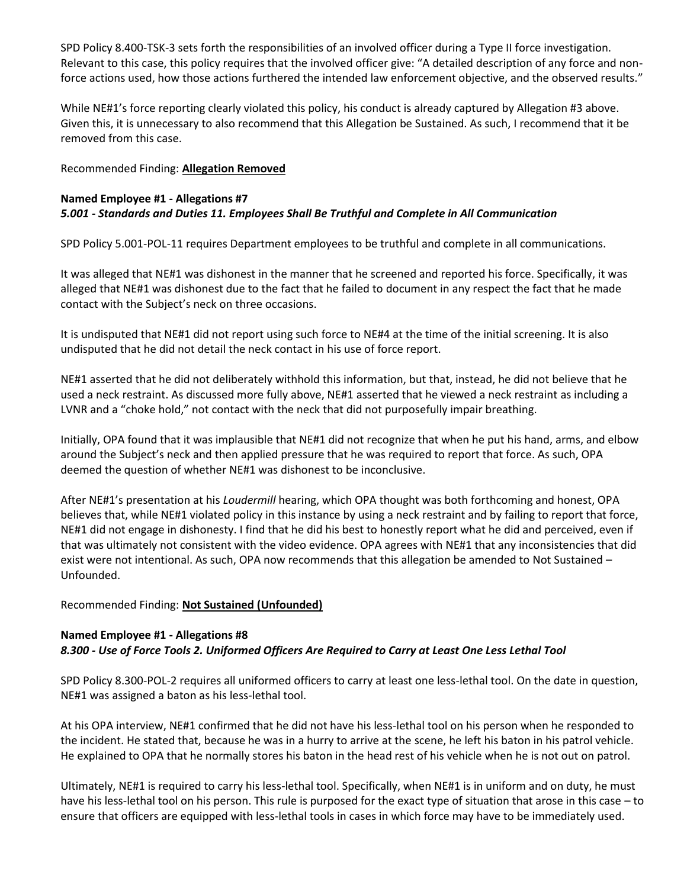SPD Policy 8.400-TSK-3 sets forth the responsibilities of an involved officer during a Type II force investigation. Relevant to this case, this policy requires that the involved officer give: "A detailed description of any force and non-force actions used, how those actions furthered the intended law enforcement objective, and the observed results."

While NE#1's force reporting clearly violated this policy, his conduct is already captured by Allegation #3 above. Given this, it is unnecessary to also recommend that this Allegation be Sustained. As such, I recommend that it be removed from this case.

Recommended Finding: **Allegation Removed**

**Named Employee #1 - Allegations #7**
***5.001 - Standards and Duties 11. Employees Shall Be Truthful and Complete in All Communication***

SPD Policy 5.001-POL-11 requires Department employees to be truthful and complete in all communications.

It was alleged that NE#1 was dishonest in the manner that he screened and reported his force. Specifically, it was alleged that NE#1 was dishonest due to the fact that he failed to document in any respect the fact that he made contact with the Subject's neck on three occasions.

It is undisputed that NE#1 did not report using such force to NE#4 at the time of the initial screening. It is also undisputed that he did not detail the neck contact in his use of force report.

NE#1 asserted that he did not deliberately withhold this information, but that, instead, he did not believe that he used a neck restraint. As discussed more fully above, NE#1 asserted that he viewed a neck restraint as including a LVNR and a "choke hold," not contact with the neck that did not purposefully impair breathing.

Initially, OPA found that it was implausible that NE#1 did not recognize that when he put his hand, arms, and elbow around the Subject's neck and then applied pressure that he was required to report that force. As such, OPA deemed the question of whether NE#1 was dishonest to be inconclusive.

After NE#1's presentation at his *Loudermill* hearing, which OPA thought was both forthcoming and honest, OPA believes that, while NE#1 violated policy in this instance by using a neck restraint and by failing to report that force, NE#1 did not engage in dishonesty. I find that he did his best to honestly report what he did and perceived, even if that was ultimately not consistent with the video evidence. OPA agrees with NE#1 that any inconsistencies that did exist were not intentional. As such, OPA now recommends that this allegation be amended to Not Sustained – Unfounded.

Recommended Finding: **Not Sustained (Unfounded)**

**Named Employee #1 - Allegations #8**
***8.300 - Use of Force Tools 2. Uniformed Officers Are Required to Carry at Least One Less Lethal Tool***

SPD Policy 8.300-POL-2 requires all uniformed officers to carry at least one less-lethal tool. On the date in question, NE#1 was assigned a baton as his less-lethal tool.

At his OPA interview, NE#1 confirmed that he did not have his less-lethal tool on his person when he responded to the incident. He stated that, because he was in a hurry to arrive at the scene, he left his baton in his patrol vehicle. He explained to OPA that he normally stores his baton in the head rest of his vehicle when he is not out on patrol.

Ultimately, NE#1 is required to carry his less-lethal tool. Specifically, when NE#1 is in uniform and on duty, he must have his less-lethal tool on his person. This rule is purposed for the exact type of situation that arose in this case – to ensure that officers are equipped with less-lethal tools in cases in which force may have to be immediately used.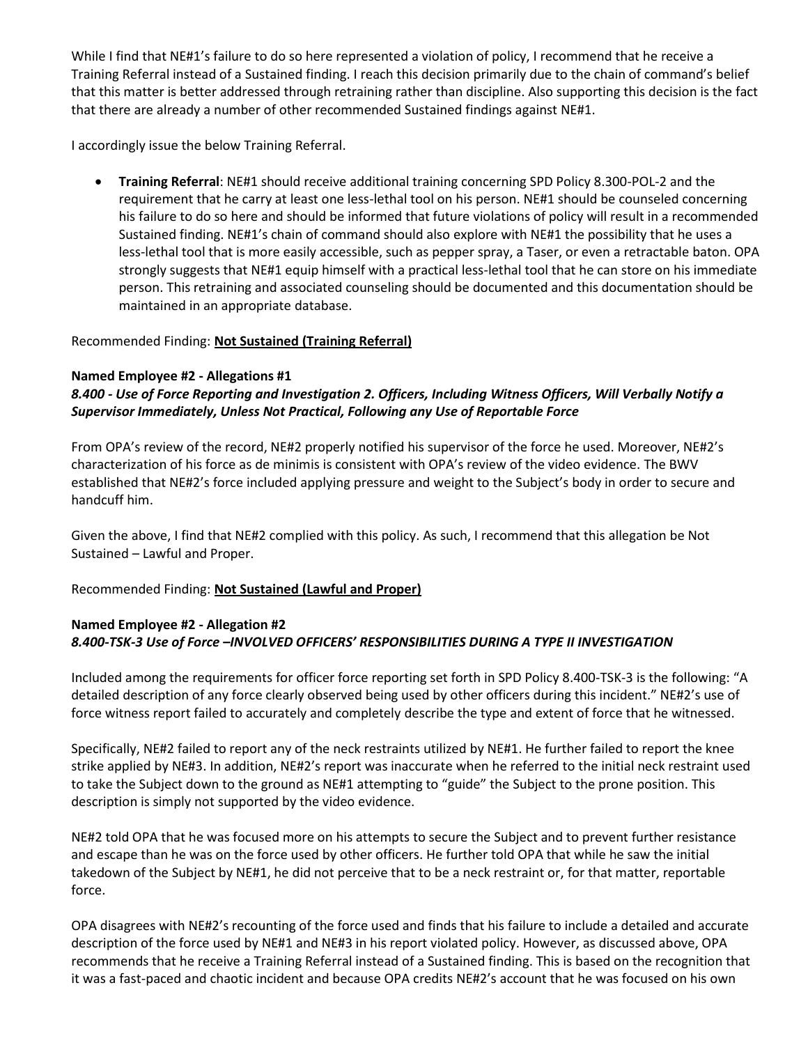While I find that NE#1's failure to do so here represented a violation of policy, I recommend that he receive a Training Referral instead of a Sustained finding. I reach this decision primarily due to the chain of command's belief that this matter is better addressed through retraining rather than discipline. Also supporting this decision is the fact that there are already a number of other recommended Sustained findings against NE#1.

I accordingly issue the below Training Referral.

- **Training Referral**: NE#1 should receive additional training concerning SPD Policy 8.300-POL-2 and the requirement that he carry at least one less-lethal tool on his person. NE#1 should be counseled concerning his failure to do so here and should be informed that future violations of policy will result in a recommended Sustained finding. NE#1's chain of command should also explore with NE#1 the possibility that he uses a less-lethal tool that is more easily accessible, such as pepper spray, a Taser, or even a retractable baton. OPA strongly suggests that NE#1 equip himself with a practical less-lethal tool that he can store on his immediate person. This retraining and associated counseling should be documented and this documentation should be maintained in an appropriate database.

Recommended Finding: **Not Sustained (Training Referral)**

**Named Employee #2 - Allegations #1**
***8.400 - Use of Force Reporting and Investigation 2. Officers, Including Witness Officers, Will Verbally Notify a Supervisor Immediately, Unless Not Practical, Following any Use of Reportable Force***

From OPA's review of the record, NE#2 properly notified his supervisor of the force he used. Moreover, NE#2's characterization of his force as de minimis is consistent with OPA's review of the video evidence. The BWV established that NE#2's force included applying pressure and weight to the Subject's body in order to secure and handcuff him.

Given the above, I find that NE#2 complied with this policy. As such, I recommend that this allegation be Not Sustained – Lawful and Proper.

Recommended Finding: **Not Sustained (Lawful and Proper)**

**Named Employee #2 - Allegation #2**
***8.400-TSK-3 Use of Force –INVOLVED OFFICERS' RESPONSIBILITIES DURING A TYPE II INVESTIGATION***

Included among the requirements for officer force reporting set forth in SPD Policy 8.400-TSK-3 is the following: "A detailed description of any force clearly observed being used by other officers during this incident." NE#2's use of force witness report failed to accurately and completely describe the type and extent of force that he witnessed.

Specifically, NE#2 failed to report any of the neck restraints utilized by NE#1. He further failed to report the knee strike applied by NE#3. In addition, NE#2's report was inaccurate when he referred to the initial neck restraint used to take the Subject down to the ground as NE#1 attempting to "guide" the Subject to the prone position. This description is simply not supported by the video evidence.

NE#2 told OPA that he was focused more on his attempts to secure the Subject and to prevent further resistance and escape than he was on the force used by other officers. He further told OPA that while he saw the initial takedown of the Subject by NE#1, he did not perceive that to be a neck restraint or, for that matter, reportable force.

OPA disagrees with NE#2's recounting of the force used and finds that his failure to include a detailed and accurate description of the force used by NE#1 and NE#3 in his report violated policy. However, as discussed above, OPA recommends that he receive a Training Referral instead of a Sustained finding. This is based on the recognition that it was a fast-paced and chaotic incident and because OPA credits NE#2's account that he was focused on his own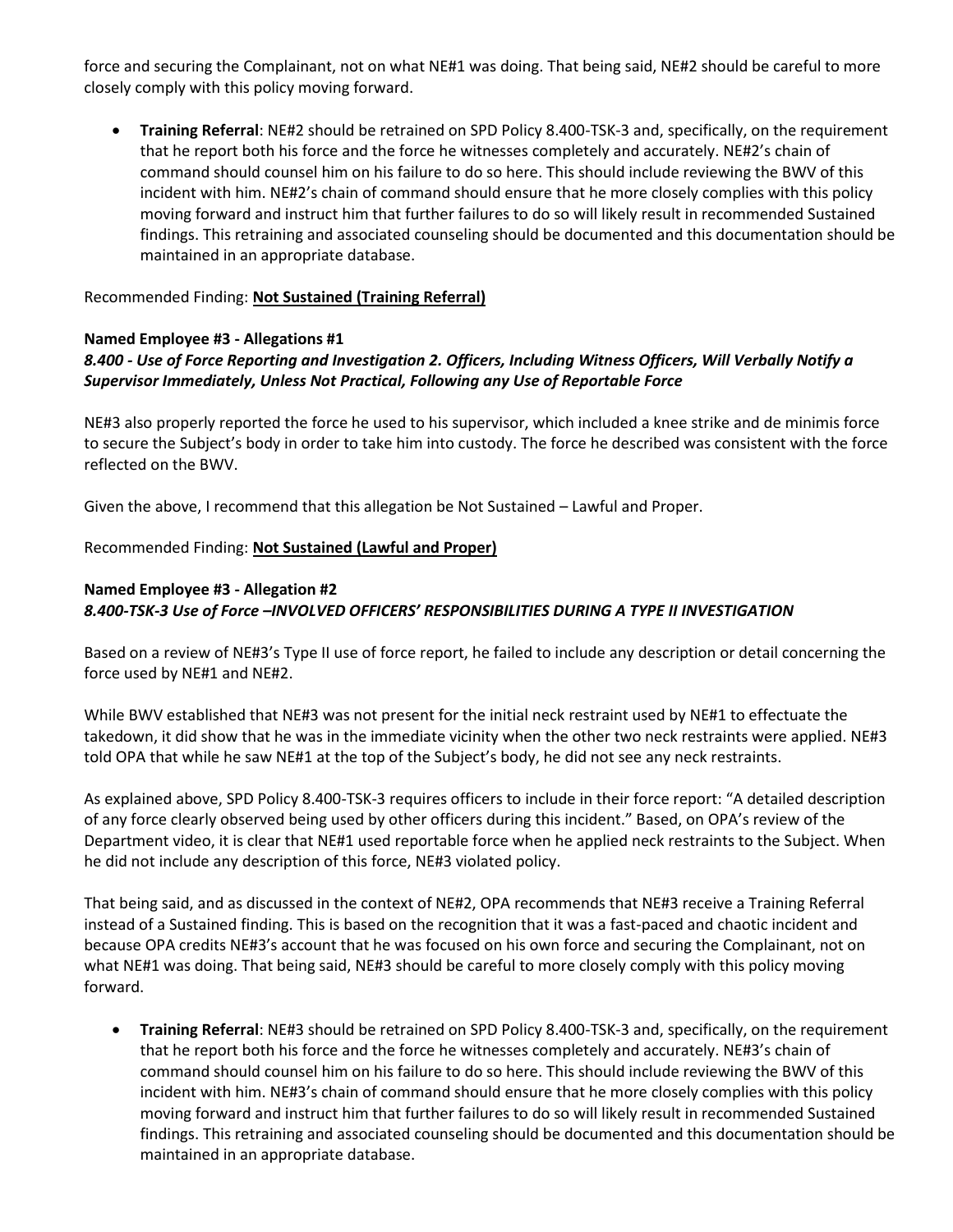force and securing the Complainant, not on what NE#1 was doing. That being said, NE#2 should be careful to more closely comply with this policy moving forward.

- **Training Referral**: NE#2 should be retrained on SPD Policy 8.400-TSK-3 and, specifically, on the requirement that he report both his force and the force he witnesses completely and accurately. NE#2's chain of command should counsel him on his failure to do so here. This should include reviewing the BWV of this incident with him. NE#2's chain of command should ensure that he more closely complies with this policy moving forward and instruct him that further failures to do so will likely result in recommended Sustained findings. This retraining and associated counseling should be documented and this documentation should be maintained in an appropriate database.

Recommended Finding: **Not Sustained (Training Referral)**

**Named Employee #3 - Allegations #1**
***8.400 - Use of Force Reporting and Investigation 2. Officers, Including Witness Officers, Will Verbally Notify a Supervisor Immediately, Unless Not Practical, Following any Use of Reportable Force***

NE#3 also properly reported the force he used to his supervisor, which included a knee strike and de minimis force to secure the Subject's body in order to take him into custody. The force he described was consistent with the force reflected on the BWV.

Given the above, I recommend that this allegation be Not Sustained – Lawful and Proper.

Recommended Finding: **Not Sustained (Lawful and Proper)**

**Named Employee #3 - Allegation #2**
***8.400-TSK-3 Use of Force –INVOLVED OFFICERS' RESPONSIBILITIES DURING A TYPE II INVESTIGATION***

Based on a review of NE#3's Type II use of force report, he failed to include any description or detail concerning the force used by NE#1 and NE#2.

While BWV established that NE#3 was not present for the initial neck restraint used by NE#1 to effectuate the takedown, it did show that he was in the immediate vicinity when the other two neck restraints were applied. NE#3 told OPA that while he saw NE#1 at the top of the Subject's body, he did not see any neck restraints.

As explained above, SPD Policy 8.400-TSK-3 requires officers to include in their force report: "A detailed description of any force clearly observed being used by other officers during this incident." Based, on OPA's review of the Department video, it is clear that NE#1 used reportable force when he applied neck restraints to the Subject. When he did not include any description of this force, NE#3 violated policy.

That being said, and as discussed in the context of NE#2, OPA recommends that NE#3 receive a Training Referral instead of a Sustained finding. This is based on the recognition that it was a fast-paced and chaotic incident and because OPA credits NE#3's account that he was focused on his own force and securing the Complainant, not on what NE#1 was doing. That being said, NE#3 should be careful to more closely comply with this policy moving forward.

- **Training Referral**: NE#3 should be retrained on SPD Policy 8.400-TSK-3 and, specifically, on the requirement that he report both his force and the force he witnesses completely and accurately. NE#3's chain of command should counsel him on his failure to do so here. This should include reviewing the BWV of this incident with him. NE#3's chain of command should ensure that he more closely complies with this policy moving forward and instruct him that further failures to do so will likely result in recommended Sustained findings. This retraining and associated counseling should be documented and this documentation should be maintained in an appropriate database.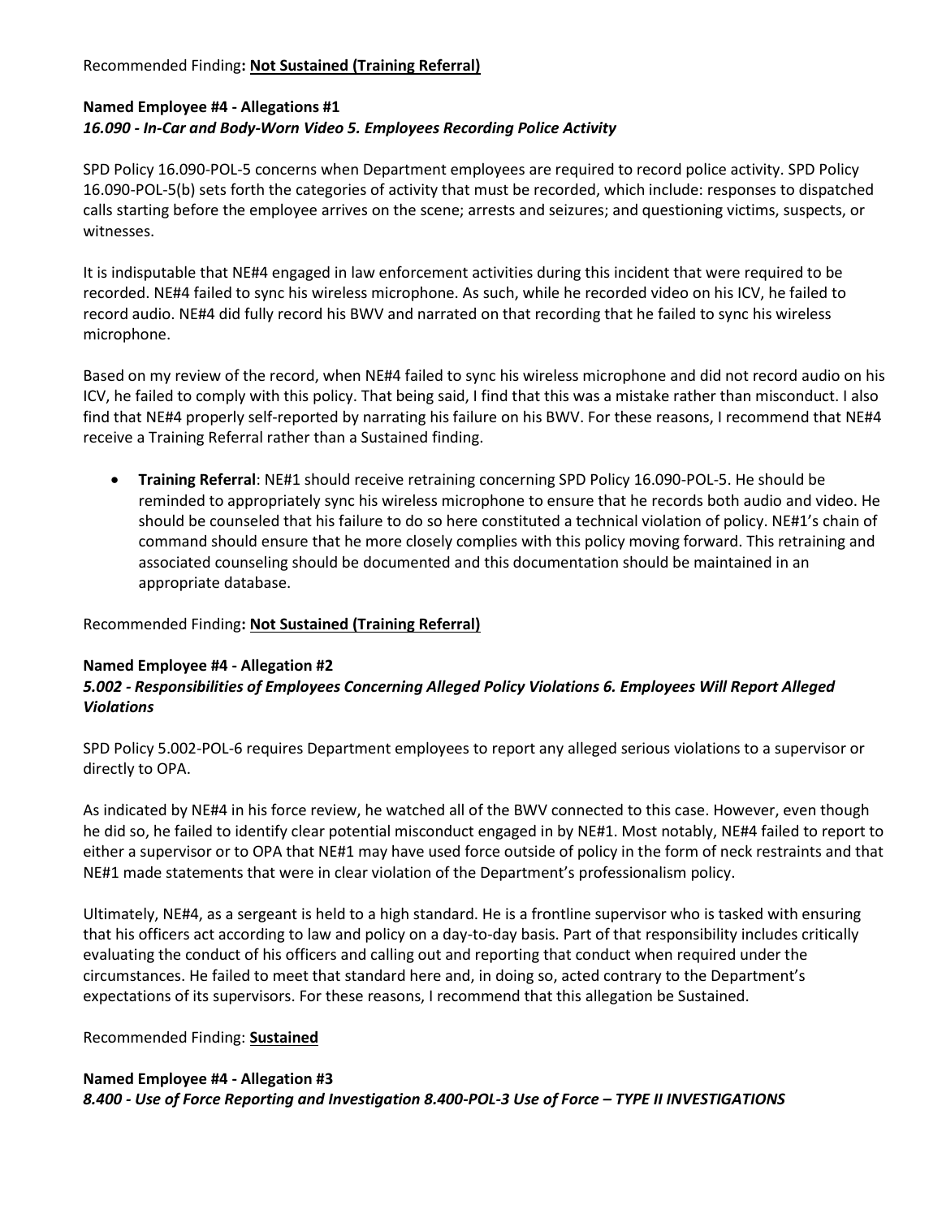Recommended Finding**: Not Sustained (Training Referral)**

**Named Employee #4 - Allegations #1**
***16.090 - In-Car and Body-Worn Video 5. Employees Recording Police Activity***

SPD Policy 16.090-POL-5 concerns when Department employees are required to record police activity. SPD Policy 16.090-POL-5(b) sets forth the categories of activity that must be recorded, which include: responses to dispatched calls starting before the employee arrives on the scene; arrests and seizures; and questioning victims, suspects, or witnesses.

It is indisputable that NE#4 engaged in law enforcement activities during this incident that were required to be recorded. NE#4 failed to sync his wireless microphone. As such, while he recorded video on his ICV, he failed to record audio. NE#4 did fully record his BWV and narrated on that recording that he failed to sync his wireless microphone.

Based on my review of the record, when NE#4 failed to sync his wireless microphone and did not record audio on his ICV, he failed to comply with this policy. That being said, I find that this was a mistake rather than misconduct. I also find that NE#4 properly self-reported by narrating his failure on his BWV. For these reasons, I recommend that NE#4 receive a Training Referral rather than a Sustained finding.

- **Training Referral**: NE#1 should receive retraining concerning SPD Policy 16.090-POL-5. He should be reminded to appropriately sync his wireless microphone to ensure that he records both audio and video. He should be counseled that his failure to do so here constituted a technical violation of policy. NE#1's chain of command should ensure that he more closely complies with this policy moving forward. This retraining and associated counseling should be documented and this documentation should be maintained in an appropriate database.

Recommended Finding**: Not Sustained (Training Referral)**

**Named Employee #4 - Allegation #2**
***5.002 - Responsibilities of Employees Concerning Alleged Policy Violations 6. Employees Will Report Alleged Violations***

SPD Policy 5.002-POL-6 requires Department employees to report any alleged serious violations to a supervisor or directly to OPA.

As indicated by NE#4 in his force review, he watched all of the BWV connected to this case. However, even though he did so, he failed to identify clear potential misconduct engaged in by NE#1. Most notably, NE#4 failed to report to either a supervisor or to OPA that NE#1 may have used force outside of policy in the form of neck restraints and that NE#1 made statements that were in clear violation of the Department's professionalism policy.

Ultimately, NE#4, as a sergeant is held to a high standard. He is a frontline supervisor who is tasked with ensuring that his officers act according to law and policy on a day-to-day basis. Part of that responsibility includes critically evaluating the conduct of his officers and calling out and reporting that conduct when required under the circumstances. He failed to meet that standard here and, in doing so, acted contrary to the Department's expectations of its supervisors. For these reasons, I recommend that this allegation be Sustained.

Recommended Finding: **Sustained**

**Named Employee #4 - Allegation #3**
***8.400 - Use of Force Reporting and Investigation 8.400-POL-3 Use of Force – TYPE II INVESTIGATIONS***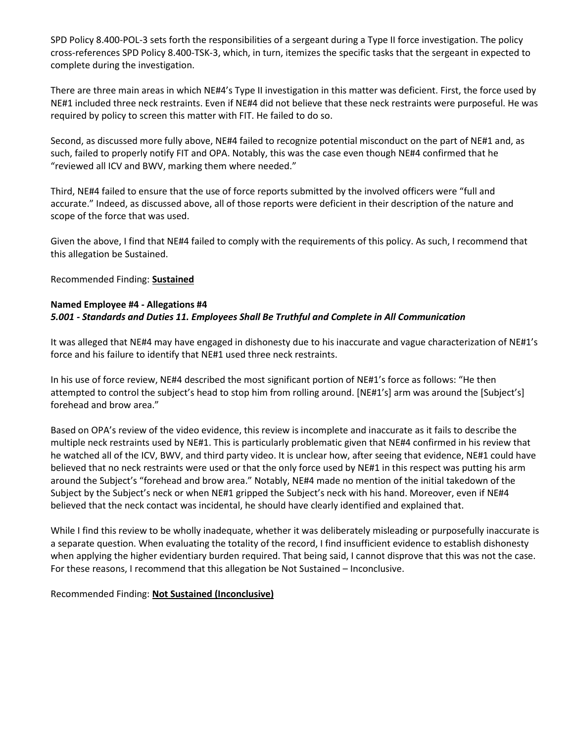SPD Policy 8.400-POL-3 sets forth the responsibilities of a sergeant during a Type II force investigation. The policy cross-references SPD Policy 8.400-TSK-3, which, in turn, itemizes the specific tasks that the sergeant in expected to complete during the investigation.

There are three main areas in which NE#4's Type II investigation in this matter was deficient. First, the force used by NE#1 included three neck restraints. Even if NE#4 did not believe that these neck restraints were purposeful. He was required by policy to screen this matter with FIT. He failed to do so.

Second, as discussed more fully above, NE#4 failed to recognize potential misconduct on the part of NE#1 and, as such, failed to properly notify FIT and OPA. Notably, this was the case even though NE#4 confirmed that he "reviewed all ICV and BWV, marking them where needed."

Third, NE#4 failed to ensure that the use of force reports submitted by the involved officers were "full and accurate." Indeed, as discussed above, all of those reports were deficient in their description of the nature and scope of the force that was used.

Given the above, I find that NE#4 failed to comply with the requirements of this policy. As such, I recommend that this allegation be Sustained.

Recommended Finding: **Sustained**

**Named Employee #4 - Allegations #4**
***5.001 - Standards and Duties 11. Employees Shall Be Truthful and Complete in All Communication***

It was alleged that NE#4 may have engaged in dishonesty due to his inaccurate and vague characterization of NE#1's force and his failure to identify that NE#1 used three neck restraints.

In his use of force review, NE#4 described the most significant portion of NE#1's force as follows: "He then attempted to control the subject's head to stop him from rolling around. [NE#1's] arm was around the [Subject's] forehead and brow area."

Based on OPA's review of the video evidence, this review is incomplete and inaccurate as it fails to describe the multiple neck restraints used by NE#1. This is particularly problematic given that NE#4 confirmed in his review that he watched all of the ICV, BWV, and third party video. It is unclear how, after seeing that evidence, NE#1 could have believed that no neck restraints were used or that the only force used by NE#1 in this respect was putting his arm around the Subject's "forehead and brow area." Notably, NE#4 made no mention of the initial takedown of the Subject by the Subject's neck or when NE#1 gripped the Subject's neck with his hand. Moreover, even if NE#4 believed that the neck contact was incidental, he should have clearly identified and explained that.

While I find this review to be wholly inadequate, whether it was deliberately misleading or purposefully inaccurate is a separate question. When evaluating the totality of the record, I find insufficient evidence to establish dishonesty when applying the higher evidentiary burden required. That being said, I cannot disprove that this was not the case. For these reasons, I recommend that this allegation be Not Sustained – Inconclusive.

Recommended Finding: **Not Sustained (Inconclusive)**